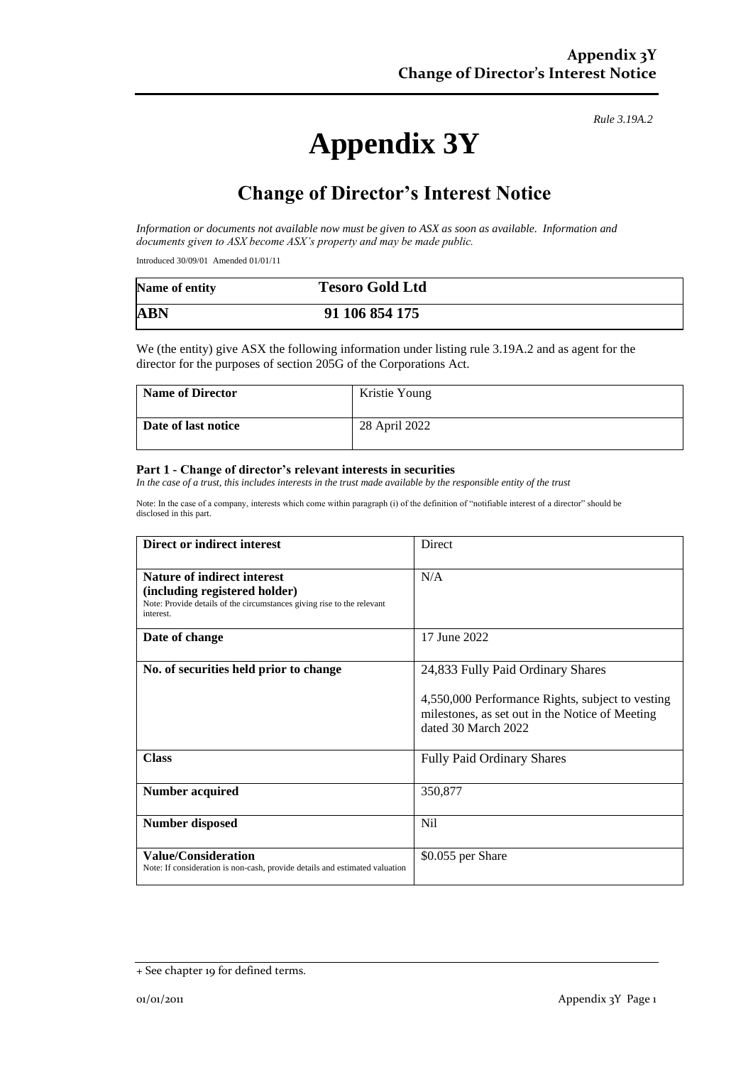*Rule 3.19A.2*

# Appendix 3Y

## Change of Director's Interest Notice

*Information or documents not available now must be given to ASX as soon as available. Information and documents given to ASX become ASX's property and may be made public.*

Introduced 30/09/01 Amended 01/01/11

| | |
|---|---|
| **Name of entity** | **Tesoro Gold Ltd** |
| **ABN** | **91 106 854 175** |

We (the entity) give ASX the following information under listing rule 3.19A.2 and as agent for the director for the purposes of section 205G of the Corporations Act.

| | |
|---|---|
| **Name of Director** | Kristie Young |
| **Date of last notice** | 28 April 2022 |

**Part 1 - Change of director's relevant interests in securities**

*In the case of a trust, this includes interests in the trust made available by the responsible entity of the trust*

Note: In the case of a company, interests which come within paragraph (i) of the definition of "notifiable interest of a director" should be disclosed in this part.

| | |
|---|---|
| **Direct or indirect interest** | Direct |
| **Nature of indirect interest (including registered holder)**<br>Note: Provide details of the circumstances giving rise to the relevant interest. | N/A |
| **Date of change** | 17 June 2022 |
| **No. of securities held prior to change** | 24,833 Fully Paid Ordinary Shares<br><br>4,550,000 Performance Rights, subject to vesting milestones, as set out in the Notice of Meeting dated 30 March 2022 |
| **Class** | Fully Paid Ordinary Shares |
| **Number acquired** | 350,877 |
| **Number disposed** | Nil |
| **Value/Consideration**<br>Note: If consideration is non-cash, provide details and estimated valuation | $0.055 per Share |

+ See chapter 19 for defined terms.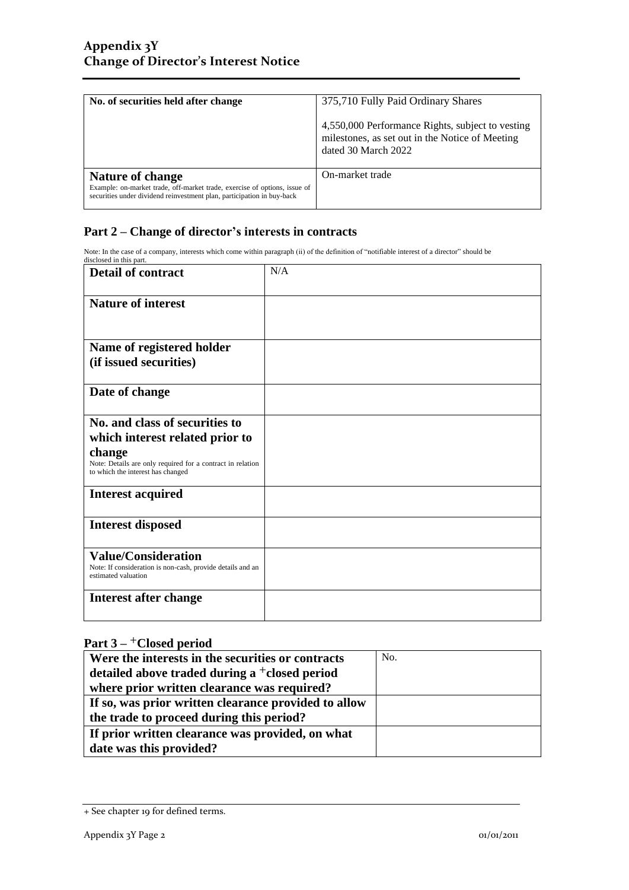| | |
|---|---|
| **No. of securities held after change** | 375,710 Fully Paid Ordinary Shares<br><br>4,550,000 Performance Rights, subject to vesting milestones, as set out in the Notice of Meeting dated 30 March 2022 |
| **Nature of change**<br>Example: on-market trade, off-market trade, exercise of options, issue of securities under dividend reinvestment plan, participation in buy-back | On-market trade |

## Part 2 – Change of director's interests in contracts

Note: In the case of a company, interests which come within paragraph (ii) of the definition of "notifiable interest of a director" should be disclosed in this part.

| | |
|---|---|
| **Detail of contract** | N/A |
| **Nature of interest** | |
| **Name of registered holder (if issued securities)** | |
| **Date of change** | |
| **No. and class of securities to which interest related prior to change**<br>Note: Details are only required for a contract in relation to which the interest has changed | |
| **Interest acquired** | |
| **Interest disposed** | |
| **Value/Consideration**<br>Note: If consideration is non-cash, provide details and an estimated valuation | |
| **Interest after change** | |

## Part 3 – +Closed period

| | |
|---|---|
| **Were the interests in the securities or contracts detailed above traded during a +closed period where prior written clearance was required?** | No. |
| **If so, was prior written clearance provided to allow the trade to proceed during this period?** | |
| **If prior written clearance was provided, on what date was this provided?** | |

+ See chapter 19 for defined terms.